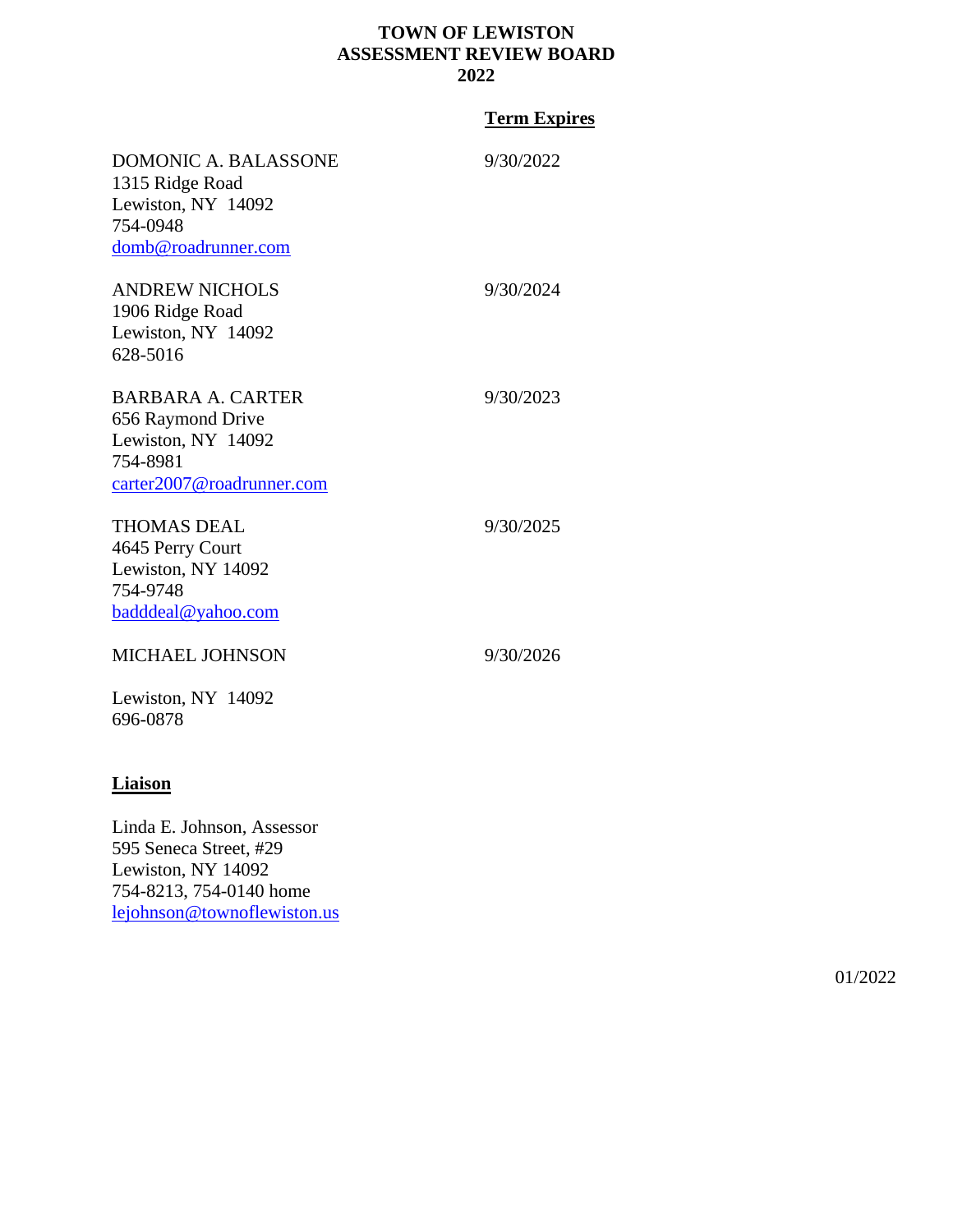# TOWN OF LEWISTON
# ASSESSMENT REVIEW BOARD
# 2022

| | **Term Expires** |
|---|---|
| DOMONIC A. BALASSONE<br>1315 Ridge Road<br>Lewiston, NY 14092<br>754-0948<br>domb@roadrunner.com | 9/30/2022 |
| ANDREW NICHOLS<br>1906 Ridge Road<br>Lewiston, NY 14092<br>628-5016 | 9/30/2024 |
| BARBARA A. CARTER<br>656 Raymond Drive<br>Lewiston, NY 14092<br>754-8981<br>carter2007@roadrunner.com | 9/30/2023 |
| THOMAS DEAL<br>4645 Perry Court<br>Lewiston, NY 14092<br>754-9748<br>badddeal@yahoo.com | 9/30/2025 |
| MICHAEL JOHNSON<br><br>Lewiston, NY 14092<br>696-0878 | 9/30/2026 |

**Liaison**

Linda E. Johnson, Assessor
595 Seneca Street, #29
Lewiston, NY 14092
754-8213, 754-0140 home
lejohnson@townoflewiston.us

01/2022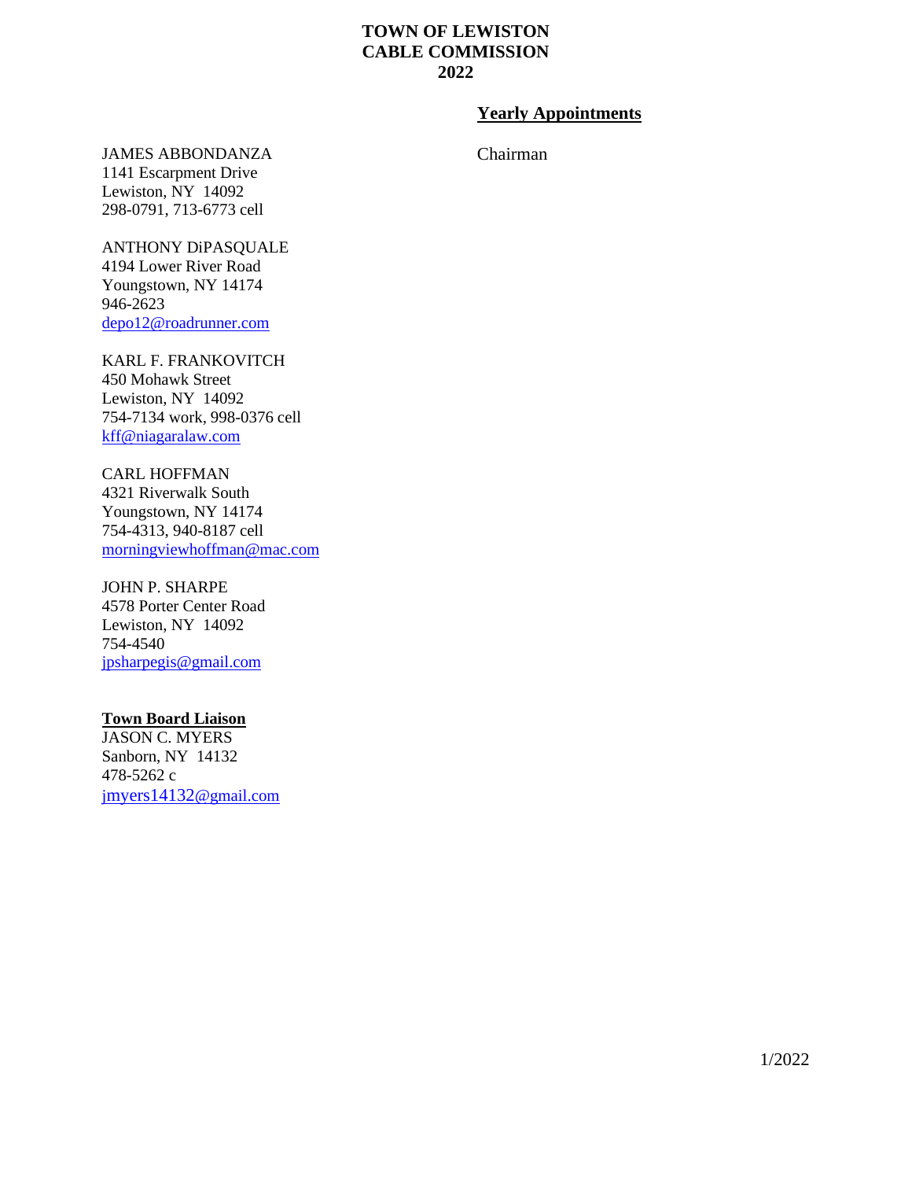# TOWN OF LEWISTON
# CABLE COMMISSION
# 2022

**Yearly Appointments**

JAMES ABBONDANZA — Chairman
1141 Escarpment Drive
Lewiston, NY 14092
298-0791, 713-6773 cell

ANTHONY DiPASQUALE
4194 Lower River Road
Youngstown, NY 14174
946-2623
depo12@roadrunner.com

KARL F. FRANKOVITCH
450 Mohawk Street
Lewiston, NY 14092
754-7134 work, 998-0376 cell
kff@niagaralaw.com

CARL HOFFMAN
4321 Riverwalk South
Youngstown, NY 14174
754-4313, 940-8187 cell
morningviewhoffman@mac.com

JOHN P. SHARPE
4578 Porter Center Road
Lewiston, NY 14092
754-4540
jpsharpegis@gmail.com

**Town Board Liaison**
JASON C. MYERS
Sanborn, NY 14132
478-5262 c
jmyers14132@gmail.com

1/2022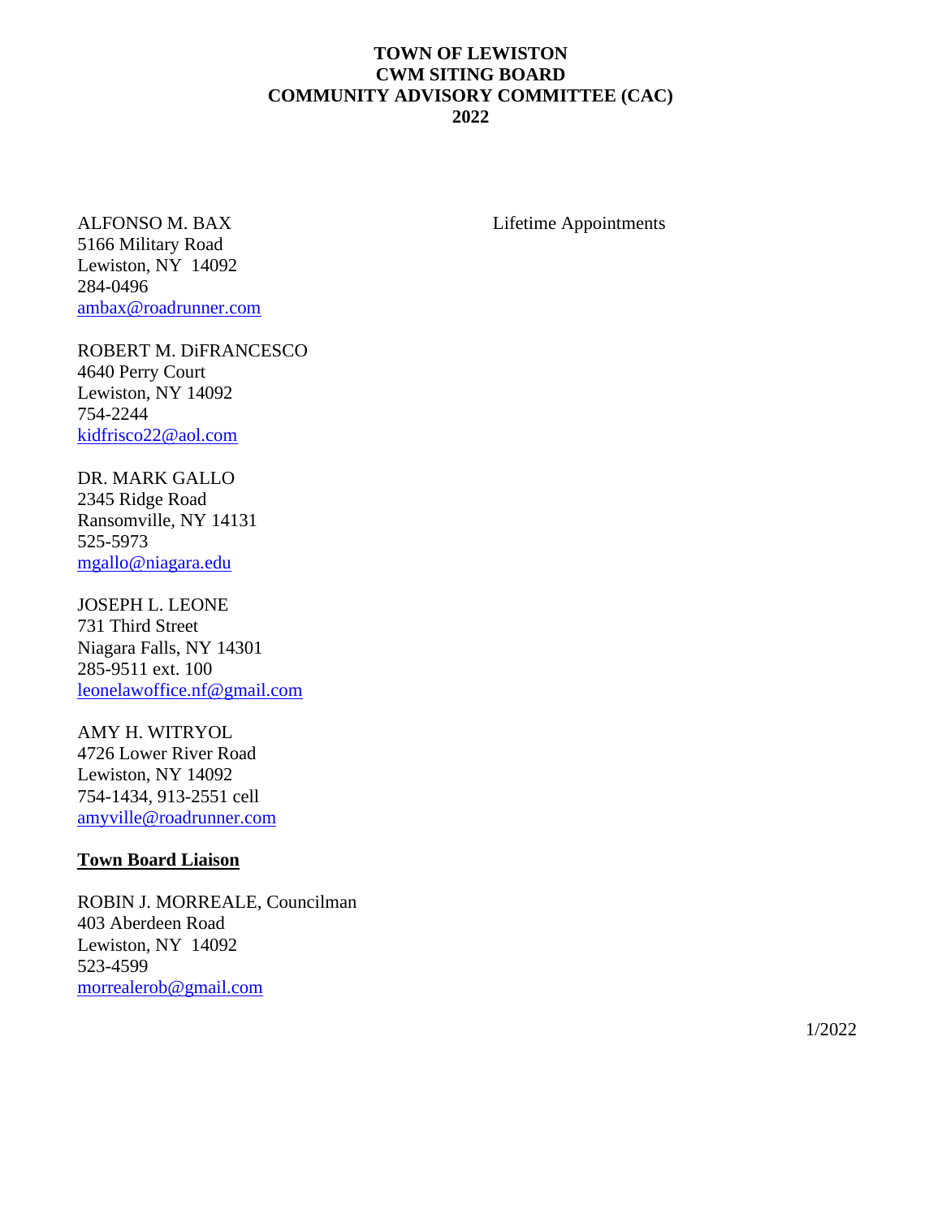**TOWN OF LEWISTON**
**CWM SITING BOARD**
**COMMUNITY ADVISORY COMMITTEE (CAC)**
**2022**

Lifetime Appointments

ALFONSO M. BAX
5166 Military Road
Lewiston, NY 14092
284-0496
ambax@roadrunner.com

ROBERT M. DiFRANCESCO
4640 Perry Court
Lewiston, NY 14092
754-2244
kidfrisco22@aol.com

DR. MARK GALLO
2345 Ridge Road
Ransomville, NY 14131
525-5973
mgallo@niagara.edu

JOSEPH L. LEONE
731 Third Street
Niagara Falls, NY 14301
285-9511 ext. 100
leonelawoffice.nf@gmail.com

AMY H. WITRYOL
4726 Lower River Road
Lewiston, NY 14092
754-1434, 913-2551 cell
amyville@roadrunner.com

**Town Board Liaison**

ROBIN J. MORREALE, Councilman
403 Aberdeen Road
Lewiston, NY 14092
523-4599
morrealerob@gmail.com

1/2022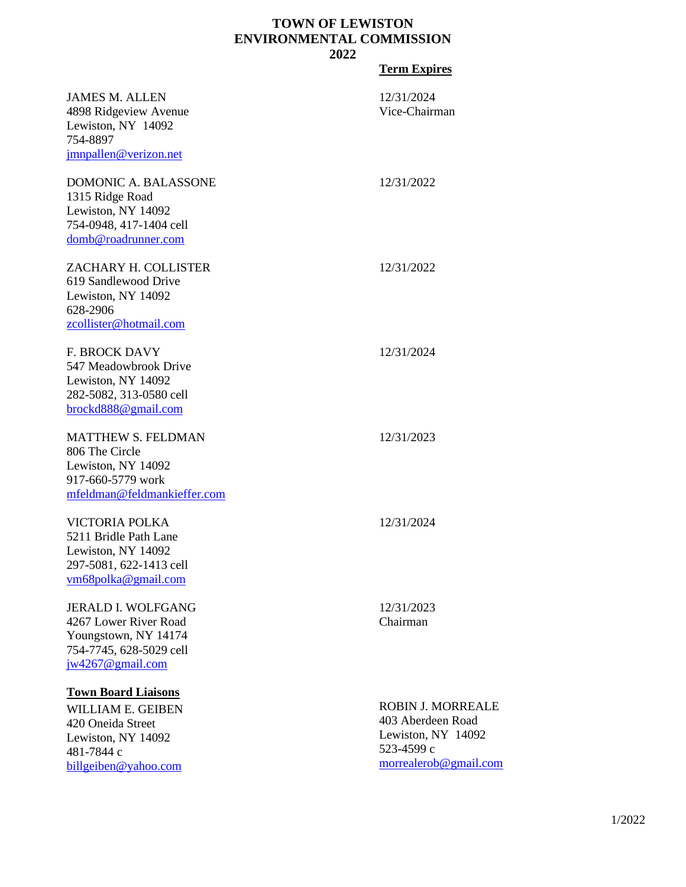# TOWN OF LEWISTON
# ENVIRONMENTAL COMMISSION
# 2022

| | Term Expires |
|---|---|
| JAMES M. ALLEN<br>4898 Ridgeview Avenue<br>Lewiston, NY 14092<br>754-8897<br>jmnpallen@verizon.net | 12/31/2024<br>Vice-Chairman |
| DOMONIC A. BALASSONE<br>1315 Ridge Road<br>Lewiston, NY 14092<br>754-0948, 417-1404 cell<br>domb@roadrunner.com | 12/31/2022 |
| ZACHARY H. COLLISTER<br>619 Sandlewood Drive<br>Lewiston, NY 14092<br>628-2906<br>zcollister@hotmail.com | 12/31/2022 |
| F. BROCK DAVY<br>547 Meadowbrook Drive<br>Lewiston, NY 14092<br>282-5082, 313-0580 cell<br>brockd888@gmail.com | 12/31/2024 |
| MATTHEW S. FELDMAN<br>806 The Circle<br>Lewiston, NY 14092<br>917-660-5779 work<br>mfeldman@feldmankieffer.com | 12/31/2023 |
| VICTORIA POLKA<br>5211 Bridle Path Lane<br>Lewiston, NY 14092<br>297-5081, 622-1413 cell<br>vm68polka@gmail.com | 12/31/2024 |
| JERALD I. WOLFGANG<br>4267 Lower River Road<br>Youngstown, NY 14174<br>754-7745, 628-5029 cell<br>jw4267@gmail.com | 12/31/2023<br>Chairman |

**Town Board Liaisons**

WILLIAM E. GEIBEN
420 Oneida Street
Lewiston, NY 14092
481-7844 c
billgeiben@yahoo.com

ROBIN J. MORREALE
403 Aberdeen Road
Lewiston, NY 14092
523-4599 c
morrealerob@gmail.com

1/2022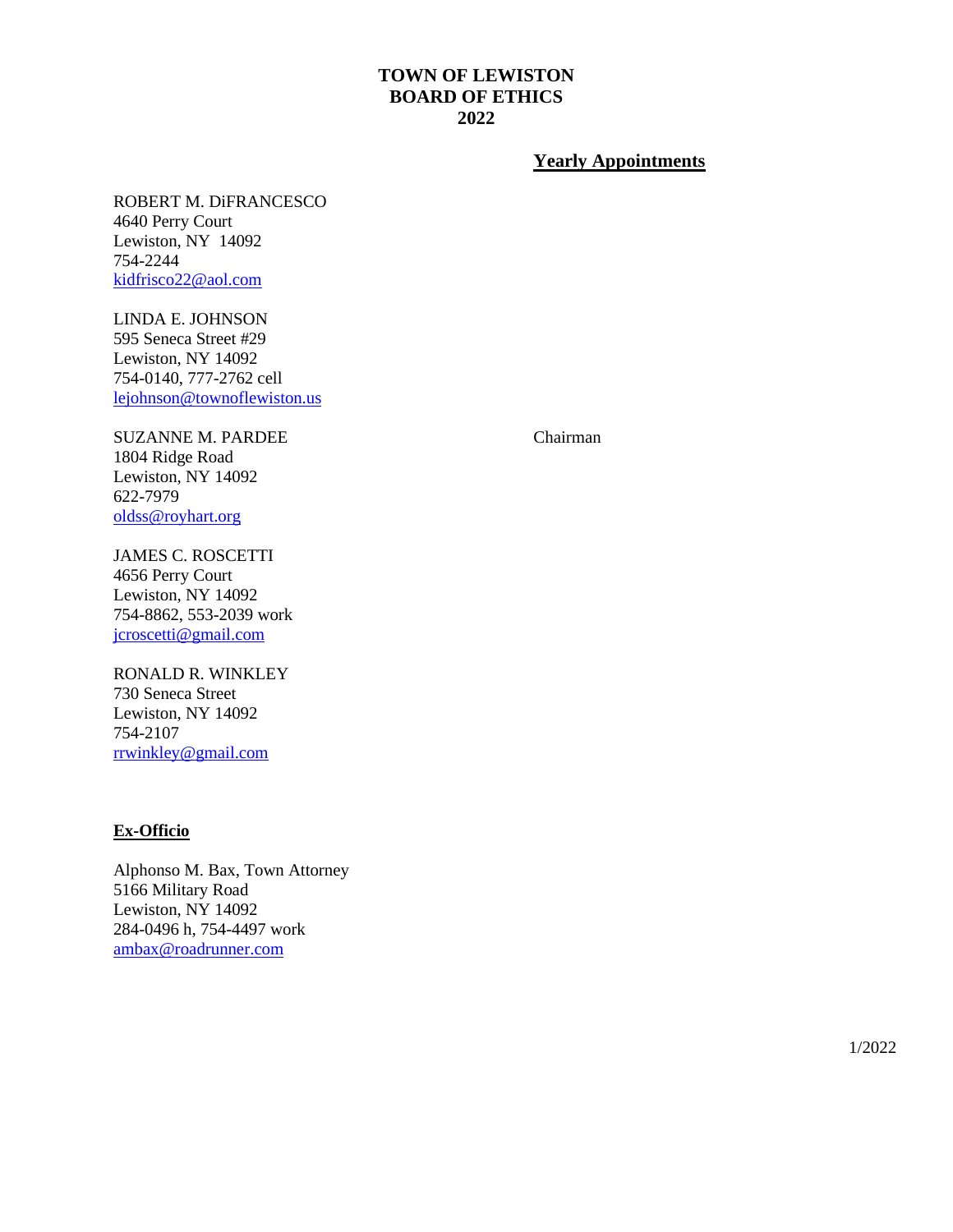# TOWN OF LEWISTON
# BOARD OF ETHICS
# 2022

## Yearly Appointments

ROBERT M. DiFRANCESCO
4640 Perry Court
Lewiston, NY 14092
754-2244
kidfrisco22@aol.com

LINDA E. JOHNSON
595 Seneca Street #29
Lewiston, NY 14092
754-0140, 777-2762 cell
lejohnson@townoflewiston.us

SUZANNE M. PARDEE — Chairman
1804 Ridge Road
Lewiston, NY 14092
622-7979
oldss@royhart.org

JAMES C. ROSCETTI
4656 Perry Court
Lewiston, NY 14092
754-8862, 553-2039 work
jcroscetti@gmail.com

RONALD R. WINKLEY
730 Seneca Street
Lewiston, NY 14092
754-2107
rrwinkley@gmail.com

## Ex-Officio

Alphonso M. Bax, Town Attorney
5166 Military Road
Lewiston, NY 14092
284-0496 h, 754-4497 work
ambax@roadrunner.com

1/2022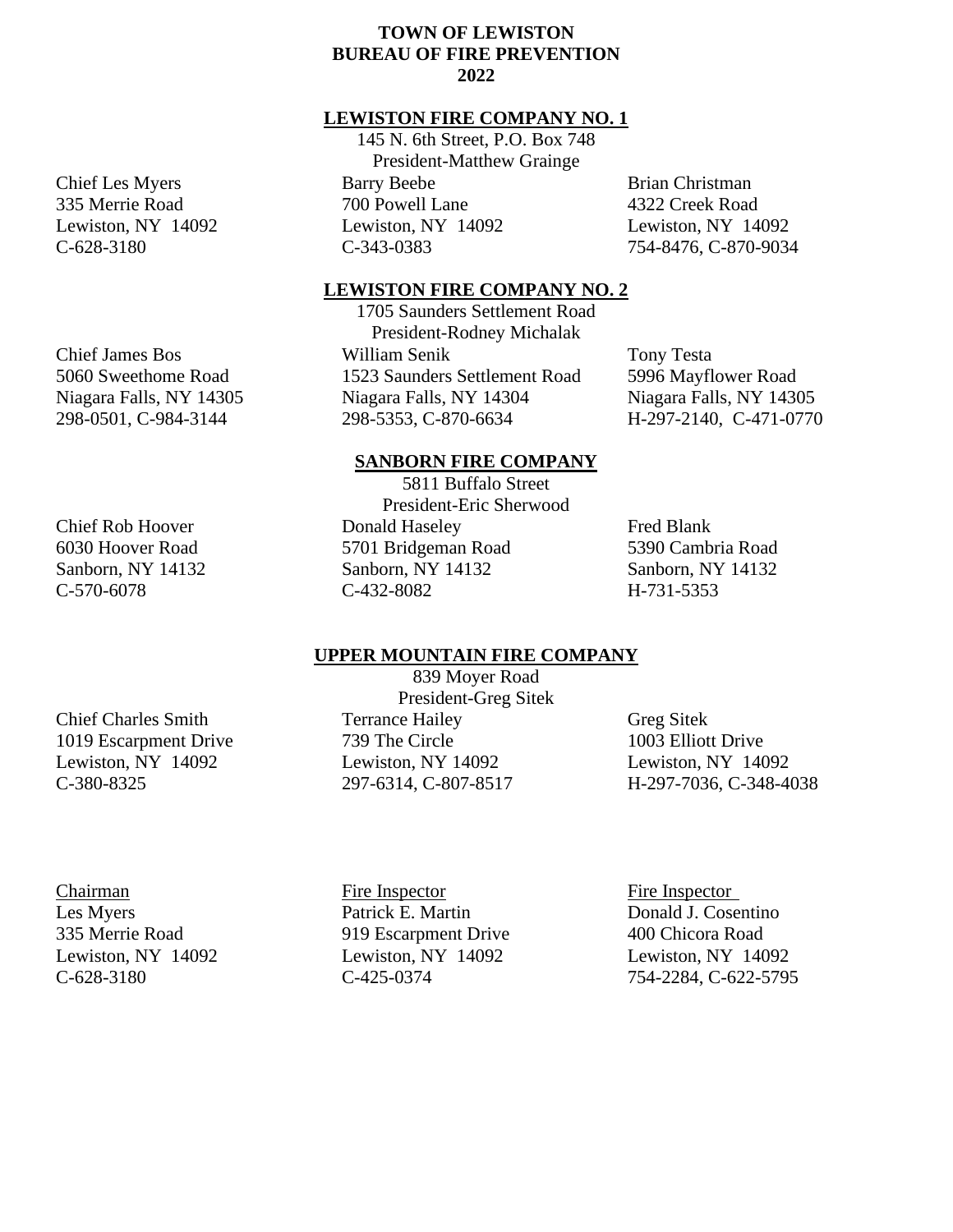**TOWN OF LEWISTON**
**BUREAU OF FIRE PREVENTION**
**2022**

## LEWISTON FIRE COMPANY NO. 1

145 N. 6th Street, P.O. Box 748
President-Matthew Grainge

| | | |
|---|---|---|
| Chief Les Myers | Barry Beebe | Brian Christman |
| 335 Merrie Road | 700 Powell Lane | 4322 Creek Road |
| Lewiston, NY 14092 | Lewiston, NY 14092 | Lewiston, NY 14092 |
| C-628-3180 | C-343-0383 | 754-8476, C-870-9034 |

## LEWISTON FIRE COMPANY NO. 2

1705 Saunders Settlement Road
President-Rodney Michalak

| | | |
|---|---|---|
| Chief James Bos | William Senik | Tony Testa |
| 5060 Sweethome Road | 1523 Saunders Settlement Road | 5996 Mayflower Road |
| Niagara Falls, NY 14305 | Niagara Falls, NY 14304 | Niagara Falls, NY 14305 |
| 298-0501, C-984-3144 | 298-5353, C-870-6634 | H-297-2140, C-471-0770 |

## SANBORN FIRE COMPANY

5811 Buffalo Street
President-Eric Sherwood

| | | |
|---|---|---|
| Chief Rob Hoover | Donald Haseley | Fred Blank |
| 6030 Hoover Road | 5701 Bridgeman Road | 5390 Cambria Road |
| Sanborn, NY 14132 | Sanborn, NY 14132 | Sanborn, NY 14132 |
| C-570-6078 | C-432-8082 | H-731-5353 |

## UPPER MOUNTAIN FIRE COMPANY

839 Moyer Road
President-Greg Sitek

| | | |
|---|---|---|
| Chief Charles Smith | Terrance Hailey | Greg Sitek |
| 1019 Escarpment Drive | 739 The Circle | 1003 Elliott Drive |
| Lewiston, NY 14092 | Lewiston, NY 14092 | Lewiston, NY 14092 |
| C-380-8325 | 297-6314, C-807-8517 | H-297-7036, C-348-4038 |

| Chairman | Fire Inspector | Fire Inspector |
|---|---|---|
| Les Myers | Patrick E. Martin | Donald J. Cosentino |
| 335 Merrie Road | 919 Escarpment Drive | 400 Chicora Road |
| Lewiston, NY 14092 | Lewiston, NY 14092 | Lewiston, NY 14092 |
| C-628-3180 | C-425-0374 | 754-2284, C-622-5795 |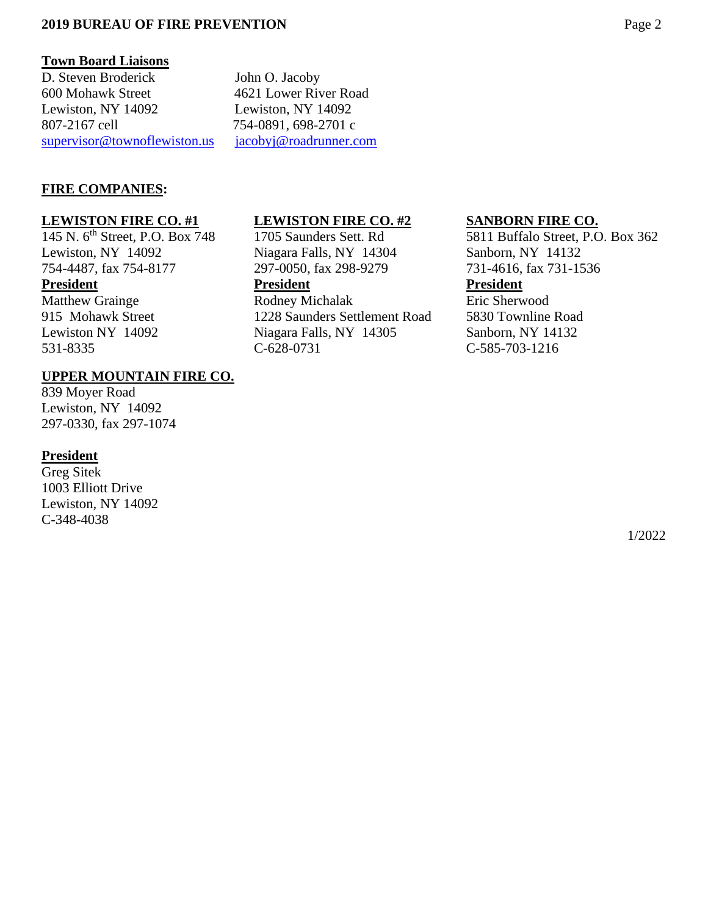## Town Board Liaisons

D. Steven Broderick
600 Mohawk Street
Lewiston, NY 14092
807-2167 cell
supervisor@townoflewiston.us

John O. Jacoby
4621 Lower River Road
Lewiston, NY 14092
754-0891, 698-2701 c
jacobyj@roadrunner.com

## FIRE COMPANIES:

### LEWISTON FIRE CO. #1

145 N. 6th Street, P.O. Box 748
Lewiston, NY 14092
754-4487, fax 754-8177

**President**

Matthew Grainge
915 Mohawk Street
Lewiston NY 14092
531-8335

### LEWISTON FIRE CO. #2

1705 Saunders Sett. Rd
Niagara Falls, NY 14304
297-0050, fax 298-9279

**President**

Rodney Michalak
1228 Saunders Settlement Road
Niagara Falls, NY 14305
C-628-0731

### SANBORN FIRE CO.

5811 Buffalo Street, P.O. Box 362
Sanborn, NY 14132
731-4616, fax 731-1536

**President**

Eric Sherwood
5830 Townline Road
Sanborn, NY 14132
C-585-703-1216

### UPPER MOUNTAIN FIRE CO.

839 Moyer Road
Lewiston, NY 14092
297-0330, fax 297-1074

**President**

Greg Sitek
1003 Elliott Drive
Lewiston, NY 14092
C-348-4038

1/2022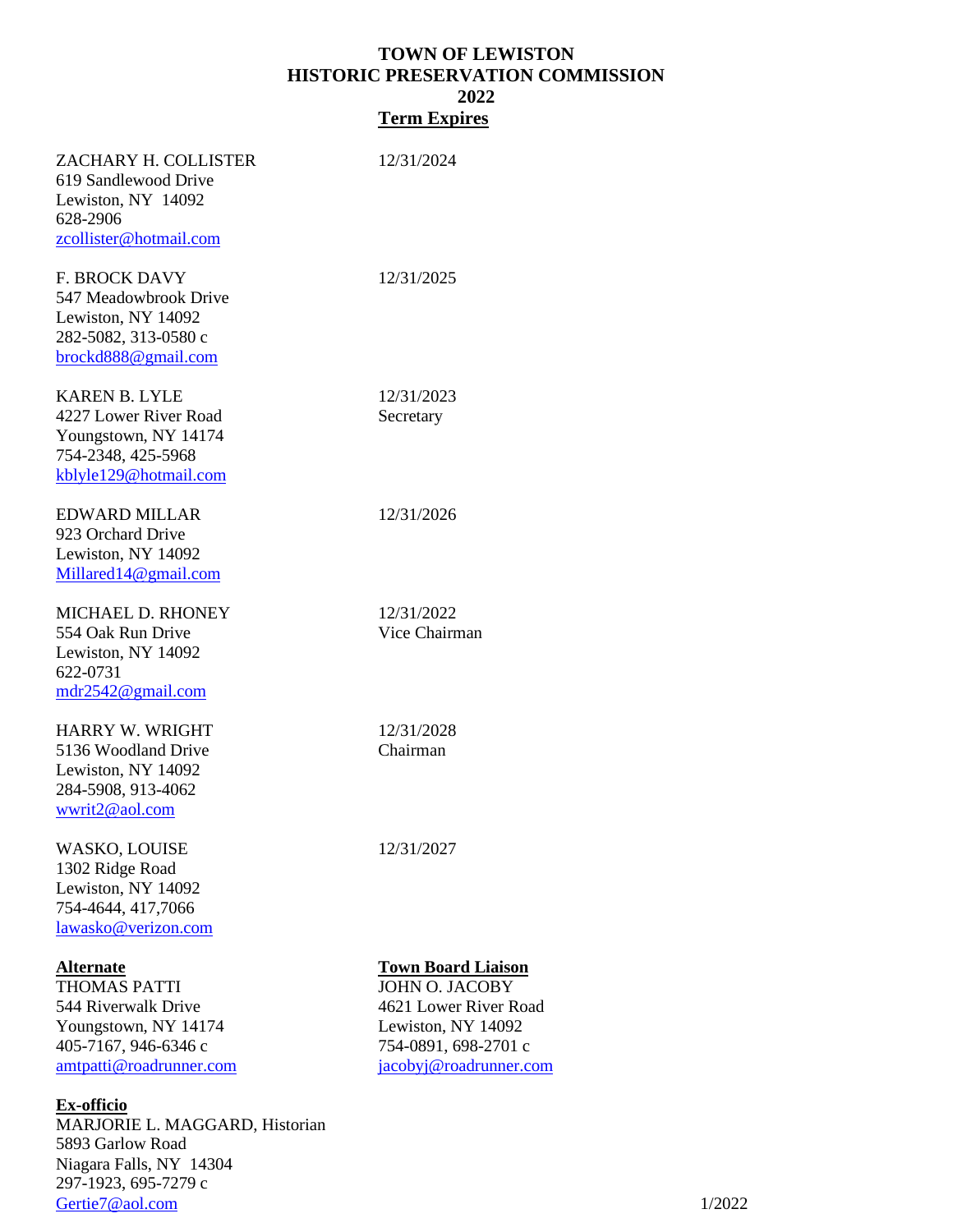# TOWN OF LEWISTON
# HISTORIC PRESERVATION COMMISSION
# 2022

| | **Term Expires** |
|---|---|
| ZACHARY H. COLLISTER<br>619 Sandlewood Drive<br>Lewiston, NY 14092<br>628-2906<br>zcollister@hotmail.com | 12/31/2024 |
| F. BROCK DAVY<br>547 Meadowbrook Drive<br>Lewiston, NY 14092<br>282-5082, 313-0580 c<br>brockd888@gmail.com | 12/31/2025 |
| KAREN B. LYLE<br>4227 Lower River Road<br>Youngstown, NY 14174<br>754-2348, 425-5968<br>kblyle129@hotmail.com | 12/31/2023<br>Secretary |
| EDWARD MILLAR<br>923 Orchard Drive<br>Lewiston, NY 14092<br>Millared14@gmail.com | 12/31/2026 |
| MICHAEL D. RHONEY<br>554 Oak Run Drive<br>Lewiston, NY 14092<br>622-0731<br>mdr2542@gmail.com | 12/31/2022<br>Vice Chairman |
| HARRY W. WRIGHT<br>5136 Woodland Drive<br>Lewiston, NY 14092<br>284-5908, 913-4062<br>wwrit2@aol.com | 12/31/2028<br>Chairman |
| WASKO, LOUISE<br>1302 Ridge Road<br>Lewiston, NY 14092<br>754-4644, 417,7066<br>lawasko@verizon.com | 12/31/2027 |

**Alternate**
THOMAS PATTI
544 Riverwalk Drive
Youngstown, NY 14174
405-7167, 946-6346 c
amtpatti@roadrunner.com

**Town Board Liaison**
JOHN O. JACOBY
4621 Lower River Road
Lewiston, NY 14092
754-0891, 698-2701 c
jacobyj@roadrunner.com

**Ex-officio**
MARJORIE L. MAGGARD, Historian
5893 Garlow Road
Niagara Falls, NY 14304
297-1923, 695-7279 c
Gertie7@aol.com

1/2022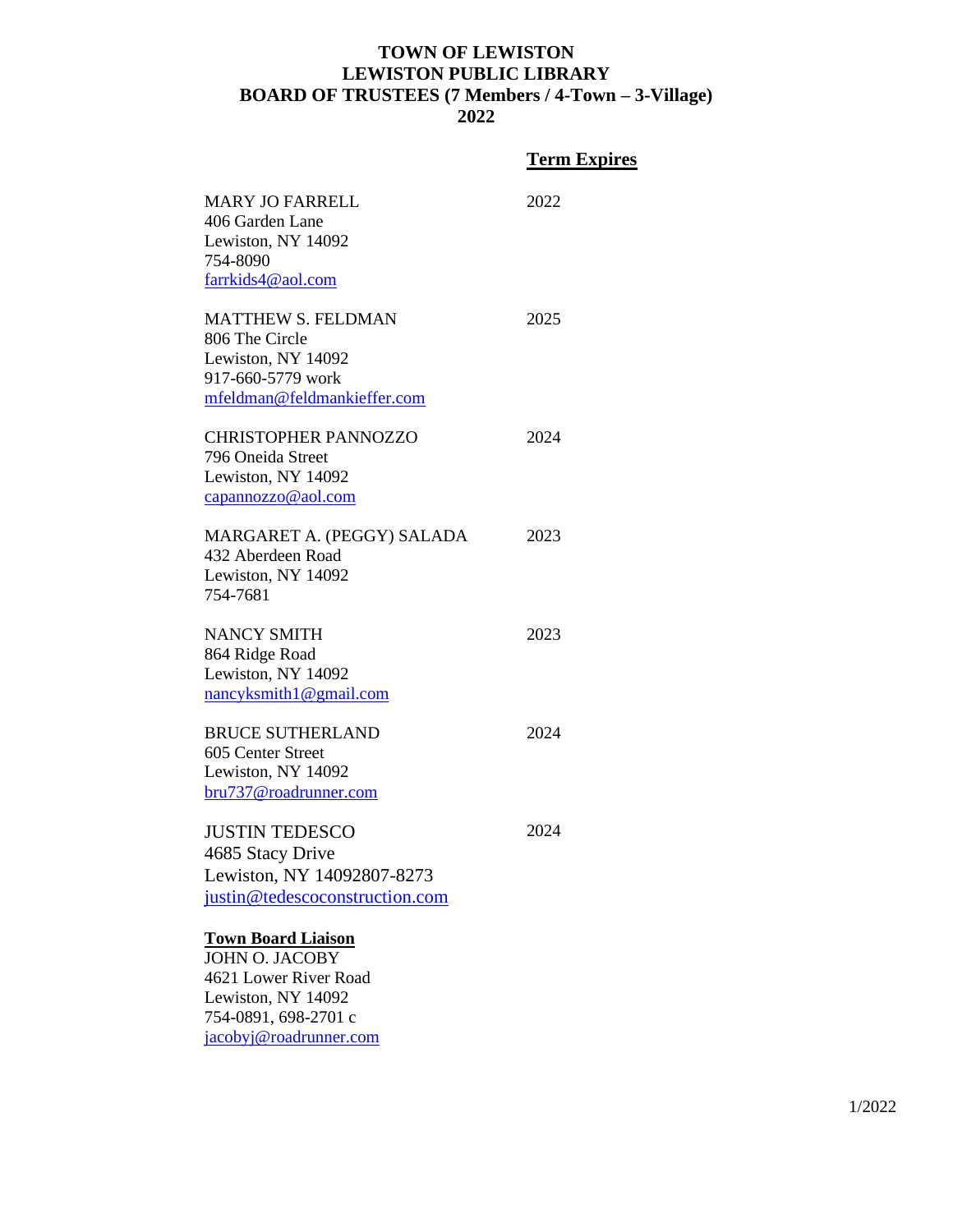# TOWN OF LEWISTON
# LEWISTON PUBLIC LIBRARY
# BOARD OF TRUSTEES (7 Members / 4-Town – 3-Village)
# 2022

| | **Term Expires** |
|---|---|
| MARY JO FARRELL<br>406 Garden Lane<br>Lewiston, NY 14092<br>754-8090<br>farrkids4@aol.com | 2022 |
| MATTHEW S. FELDMAN<br>806 The Circle<br>Lewiston, NY 14092<br>917-660-5779 work<br>mfeldman@feldmankieffer.com | 2025 |
| CHRISTOPHER PANNOZZO<br>796 Oneida Street<br>Lewiston, NY 14092<br>capannozzo@aol.com | 2024 |
| MARGARET A. (PEGGY) SALADA<br>432 Aberdeen Road<br>Lewiston, NY 14092<br>754-7681 | 2023 |
| NANCY SMITH<br>864 Ridge Road<br>Lewiston, NY 14092<br>nancyksmith1@gmail.com | 2023 |
| BRUCE SUTHERLAND<br>605 Center Street<br>Lewiston, NY 14092<br>bru737@roadrunner.com | 2024 |
| JUSTIN TEDESCO<br>4685 Stacy Drive<br>Lewiston, NY 14092807-8273<br>justin@tedescoconstruction.com | 2024 |

**Town Board Liaison**
JOHN O. JACOBY
4621 Lower River Road
Lewiston, NY 14092
754-0891, 698-2701 c
jacobyj@roadrunner.com

1/2022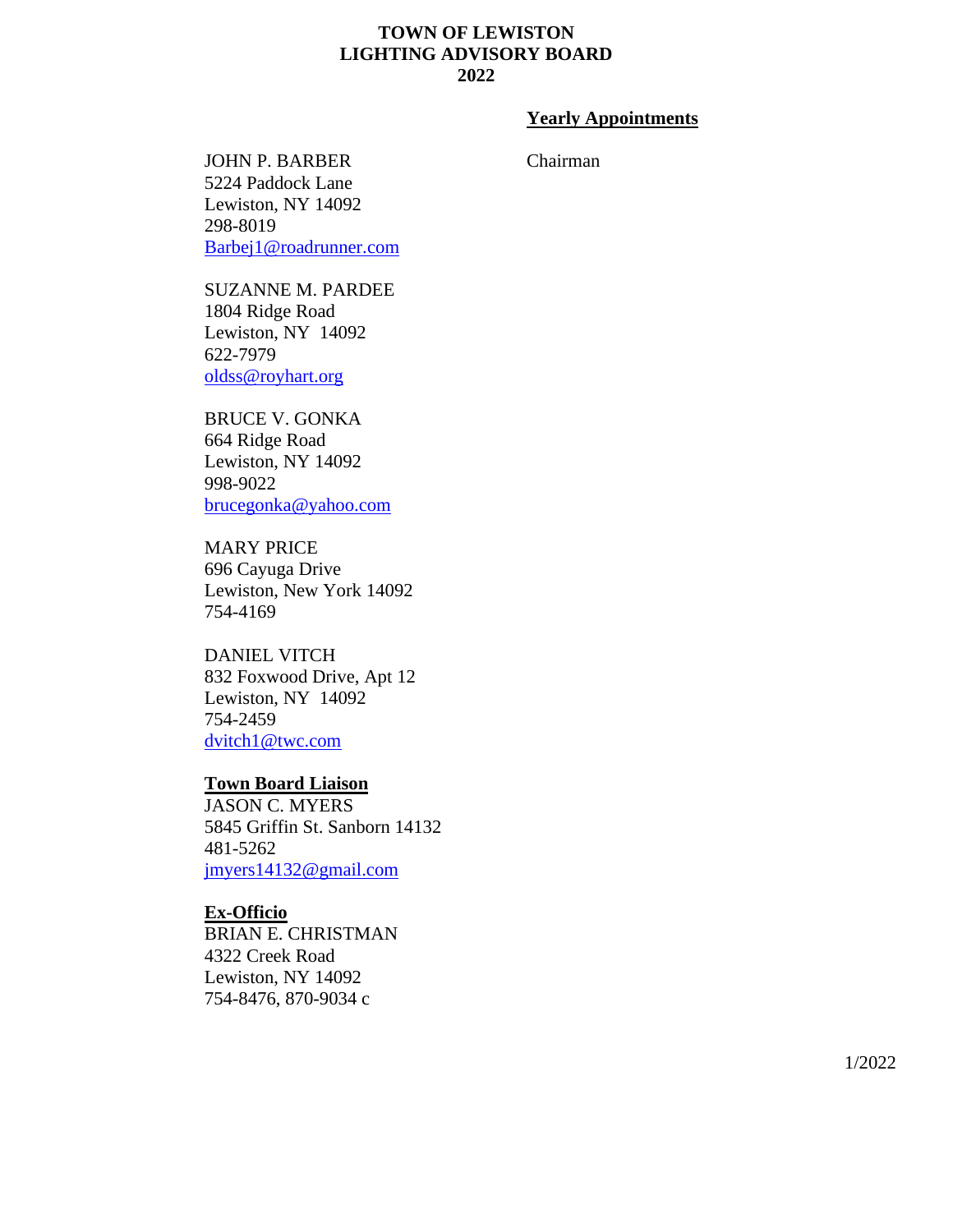**TOWN OF LEWISTON**
**LIGHTING ADVISORY BOARD**
**2022**

**Yearly Appointments**

JOHN P. BARBER — Chairman
5224 Paddock Lane
Lewiston, NY 14092
298-8019
Barbej1@roadrunner.com

SUZANNE M. PARDEE
1804 Ridge Road
Lewiston, NY 14092
622-7979
oldss@royhart.org

BRUCE V. GONKA
664 Ridge Road
Lewiston, NY 14092
998-9022
brucegonka@yahoo.com

MARY PRICE
696 Cayuga Drive
Lewiston, New York 14092
754-4169

DANIEL VITCH
832 Foxwood Drive, Apt 12
Lewiston, NY 14092
754-2459
dvitch1@twc.com

**Town Board Liaison**
JASON C. MYERS
5845 Griffin St. Sanborn 14132
481-5262
jmyers14132@gmail.com

**Ex-Officio**
BRIAN E. CHRISTMAN
4322 Creek Road
Lewiston, NY 14092
754-8476, 870-9034 c

1/2022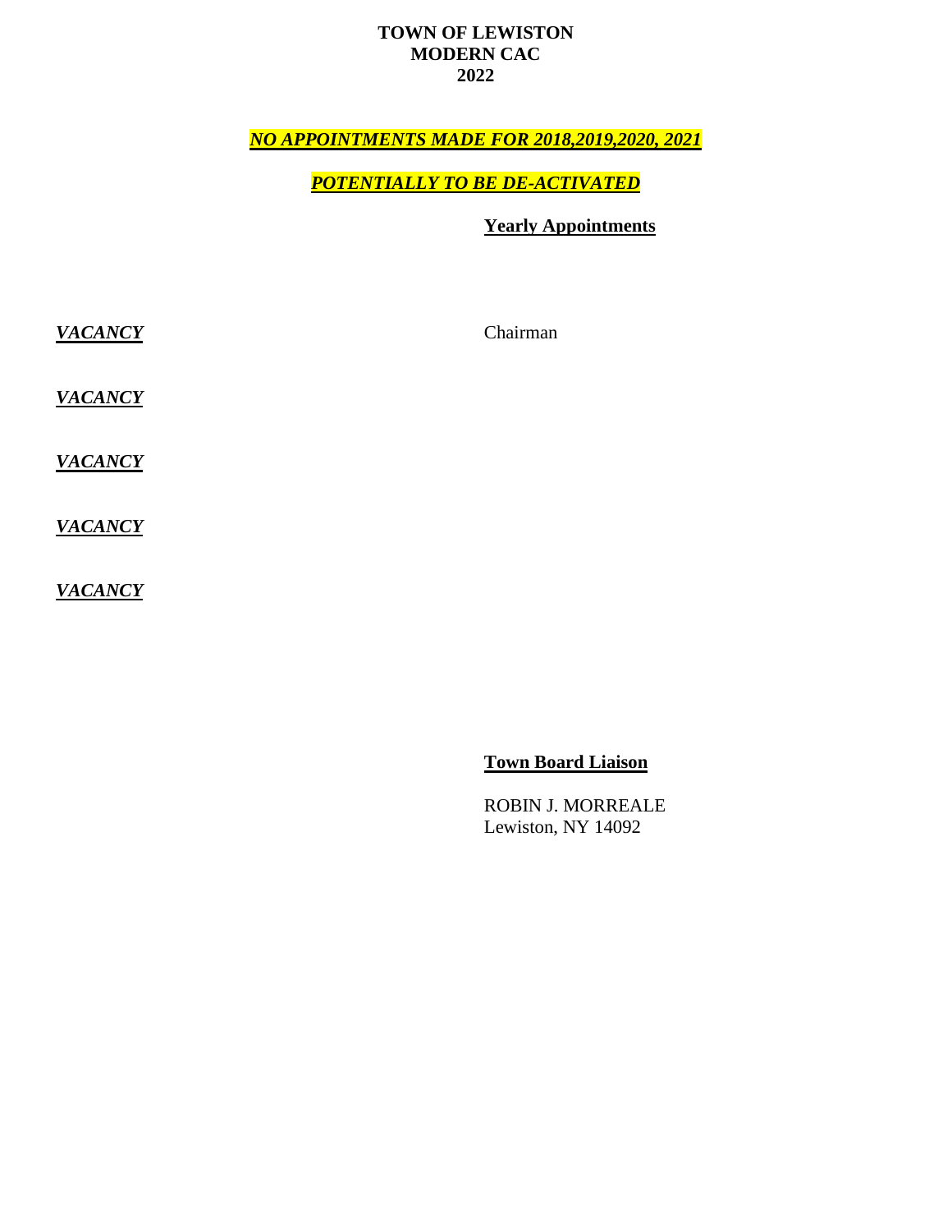**TOWN OF LEWISTON**
**MODERN CAC**
**2022**

***NO APPOINTMENTS MADE FOR 2018,2019,2020, 2021***

***POTENTIALLY TO BE DE-ACTIVATED***

**Yearly Appointments**

***VACANCY*** Chairman

***VACANCY***

***VACANCY***

***VACANCY***

***VACANCY***

**Town Board Liaison**

ROBIN J. MORREALE
Lewiston, NY 14092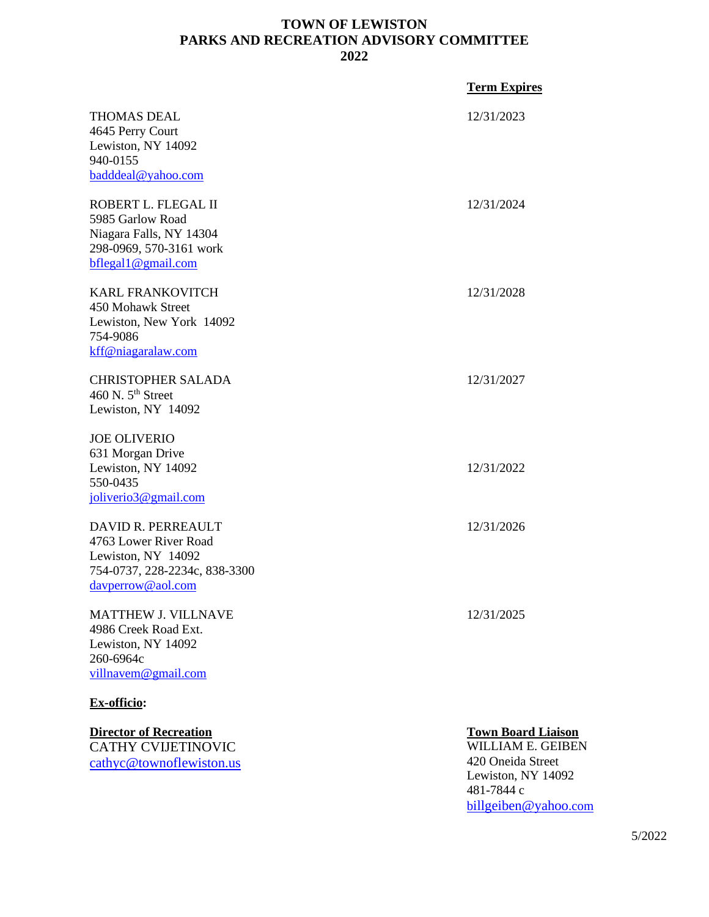# TOWN OF LEWISTON
# PARKS AND RECREATION ADVISORY COMMITTEE
# 2022

| | **Term Expires** |
|---|---|
| THOMAS DEAL<br>4645 Perry Court<br>Lewiston, NY 14092<br>940-0155<br>badddeal@yahoo.com | 12/31/2023 |
| ROBERT L. FLEGAL II<br>5985 Garlow Road<br>Niagara Falls, NY 14304<br>298-0969, 570-3161 work<br>bflegal1@gmail.com | 12/31/2024 |
| KARL FRANKOVITCH<br>450 Mohawk Street<br>Lewiston, New York 14092<br>754-9086<br>kff@niagaralaw.com | 12/31/2028 |
| CHRISTOPHER SALADA<br>460 N. 5th Street<br>Lewiston, NY 14092 | 12/31/2027 |
| JOE OLIVERIO<br>631 Morgan Drive<br>Lewiston, NY 14092<br>550-0435<br>joliverio3@gmail.com | 12/31/2022 |
| DAVID R. PERREAULT<br>4763 Lower River Road<br>Lewiston, NY 14092<br>754-0737, 228-2234c, 838-3300<br>davperrow@aol.com | 12/31/2026 |
| MATTHEW J. VILLNAVE<br>4986 Creek Road Ext.<br>Lewiston, NY 14092<br>260-6964c<br>villnavem@gmail.com | 12/31/2025 |

**Ex-officio:**

**Director of Recreation**
CATHY CVIJETINOVIC
cathyc@townoflewiston.us

**Town Board Liaison**
WILLIAM E. GEIBEN
420 Oneida Street
Lewiston, NY 14092
481-7844 c
billgeiben@yahoo.com

5/2022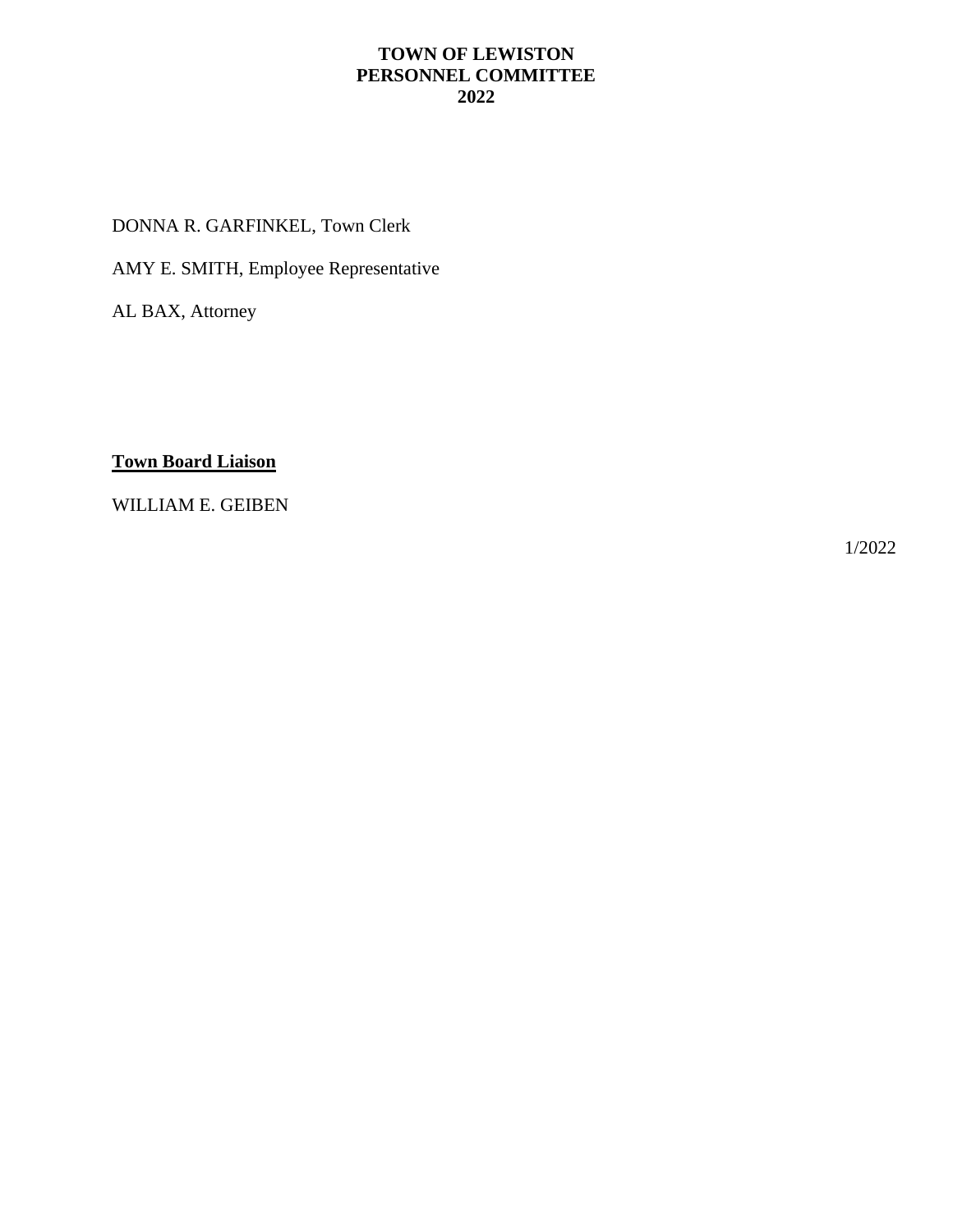# TOWN OF LEWISTON
# PERSONNEL COMMITTEE
# 2022

DONNA R. GARFINKEL, Town Clerk

AMY E. SMITH, Employee Representative

AL BAX, Attorney

**Town Board Liaison**

WILLIAM E. GEIBEN

1/2022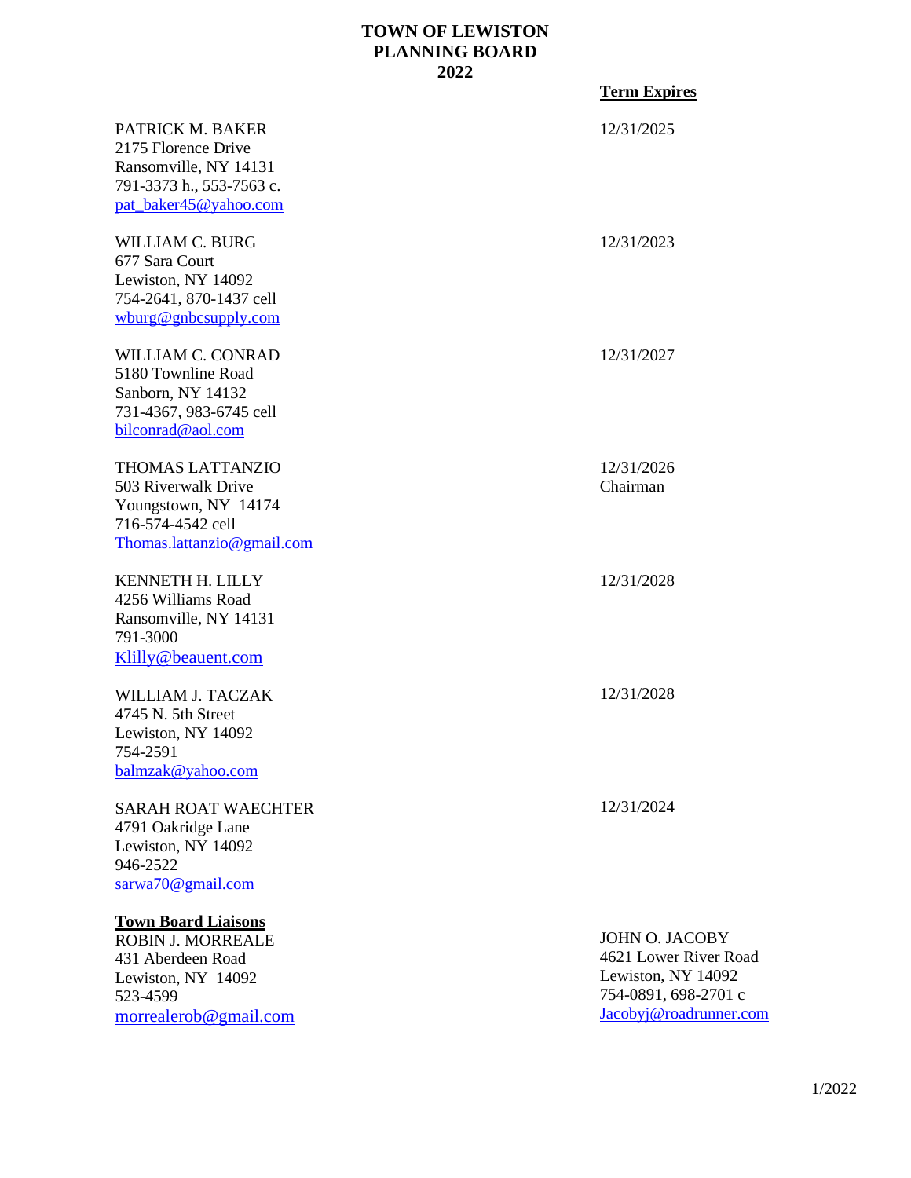# TOWN OF LEWISTON
# PLANNING BOARD
# 2022

**Term Expires**

PATRICK M. BAKER
2175 Florence Drive
Ransomville, NY 14131
791-3373 h., 553-7563 c.
pat_baker45@yahoo.com

12/31/2025

WILLIAM C. BURG
677 Sara Court
Lewiston, NY 14092
754-2641, 870-1437 cell
wburg@gnbcsupply.com

12/31/2023

WILLIAM C. CONRAD
5180 Townline Road
Sanborn, NY 14132
731-4367, 983-6745 cell
bilconrad@aol.com

12/31/2027

THOMAS LATTANZIO
503 Riverwalk Drive
Youngstown, NY 14174
716-574-4542 cell
Thomas.lattanzio@gmail.com

12/31/2026
Chairman

KENNETH H. LILLY
4256 Williams Road
Ransomville, NY 14131
791-3000
Klilly@beauent.com

12/31/2028

WILLIAM J. TACZAK
4745 N. 5th Street
Lewiston, NY 14092
754-2591
balmzak@yahoo.com

12/31/2028

SARAH ROAT WAECHTER
4791 Oakridge Lane
Lewiston, NY 14092
946-2522
sarwa70@gmail.com

12/31/2024

**Town Board Liaisons**

ROBIN J. MORREALE
431 Aberdeen Road
Lewiston, NY 14092
523-4599
morrealerob@gmail.com

JOHN O. JACOBY
4621 Lower River Road
Lewiston, NY 14092
754-0891, 698-2701 c
Jacobyj@roadrunner.com

1/2022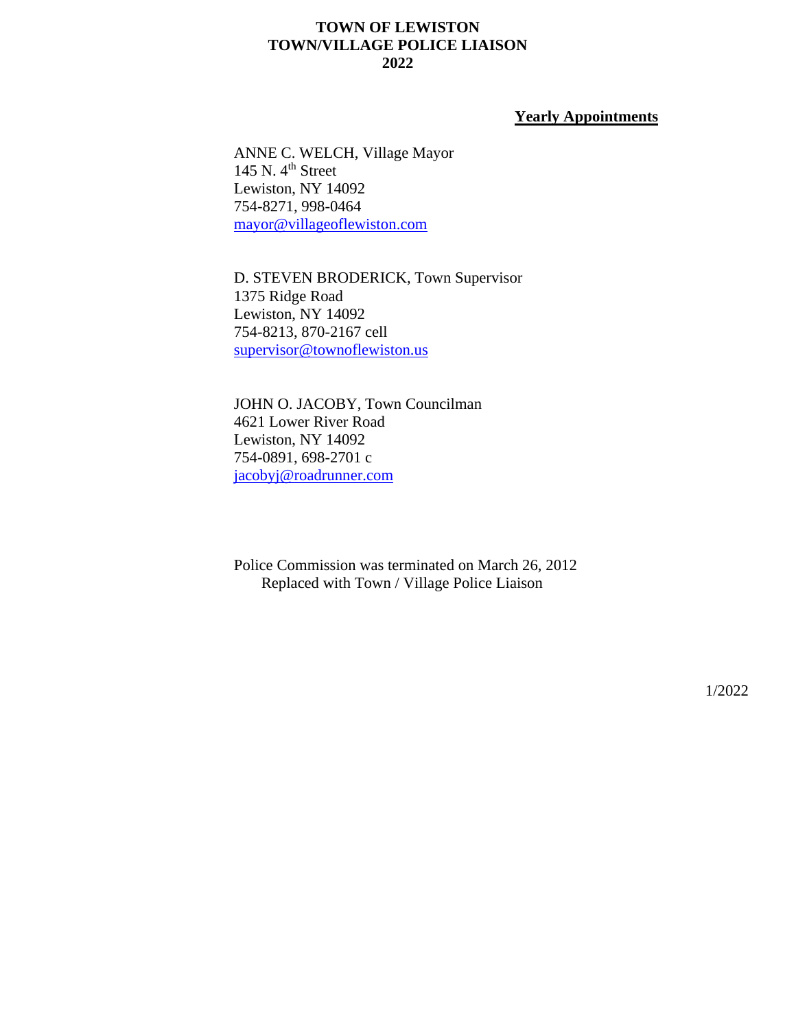# TOWN OF LEWISTON
# TOWN/VILLAGE POLICE LIAISON
# 2022

**Yearly Appointments**

ANNE C. WELCH, Village Mayor
145 N. 4th Street
Lewiston, NY 14092
754-8271, 998-0464
mayor@villageoflewiston.com

D. STEVEN BRODERICK, Town Supervisor
1375 Ridge Road
Lewiston, NY 14092
754-8213, 870-2167 cell
supervisor@townoflewiston.us

JOHN O. JACOBY, Town Councilman
4621 Lower River Road
Lewiston, NY 14092
754-0891, 698-2701 c
jacobyj@roadrunner.com

Police Commission was terminated on March 26, 2012
Replaced with Town / Village Police Liaison

1/2022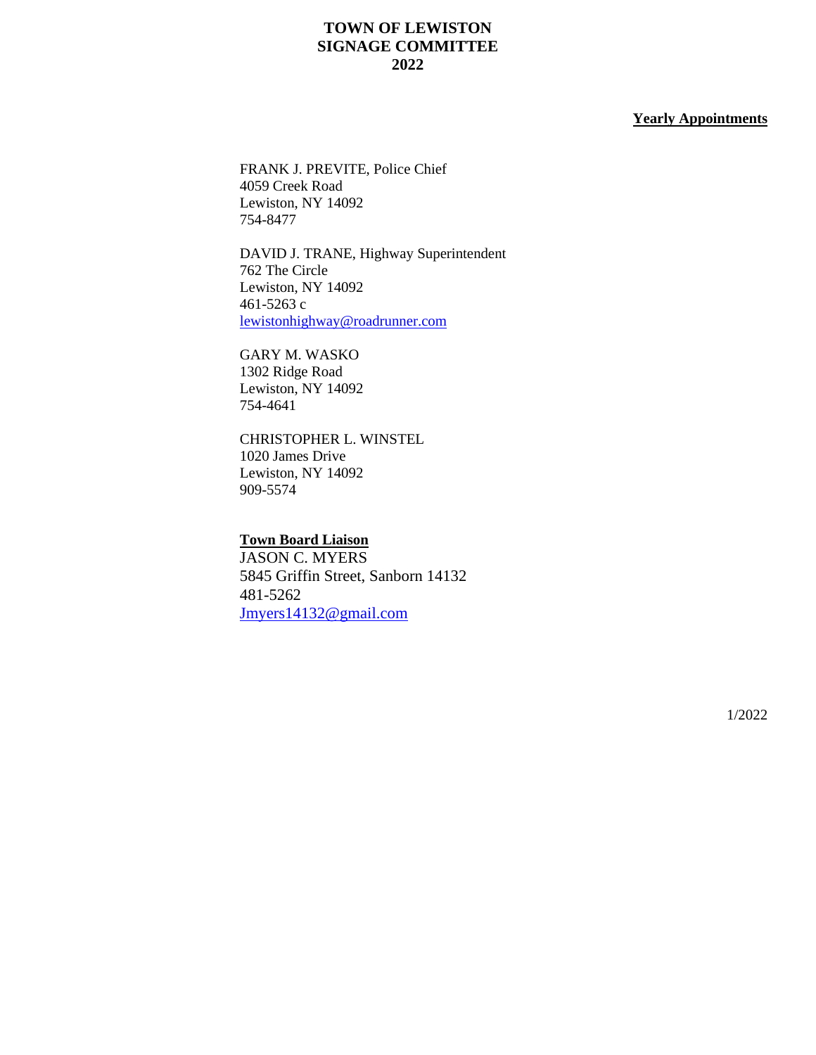# TOWN OF LEWISTON
# SIGNAGE COMMITTEE
# 2022

**Yearly Appointments**

FRANK J. PREVITE, Police Chief
4059 Creek Road
Lewiston, NY 14092
754-8477

DAVID J. TRANE, Highway Superintendent
762 The Circle
Lewiston, NY 14092
461-5263 c
lewistonhighway@roadrunner.com

GARY M. WASKO
1302 Ridge Road
Lewiston, NY 14092
754-4641

CHRISTOPHER L. WINSTEL
1020 James Drive
Lewiston, NY 14092
909-5574

**Town Board Liaison**
JASON C. MYERS
5845 Griffin Street, Sanborn 14132
481-5262
Jmyers14132@gmail.com

1/2022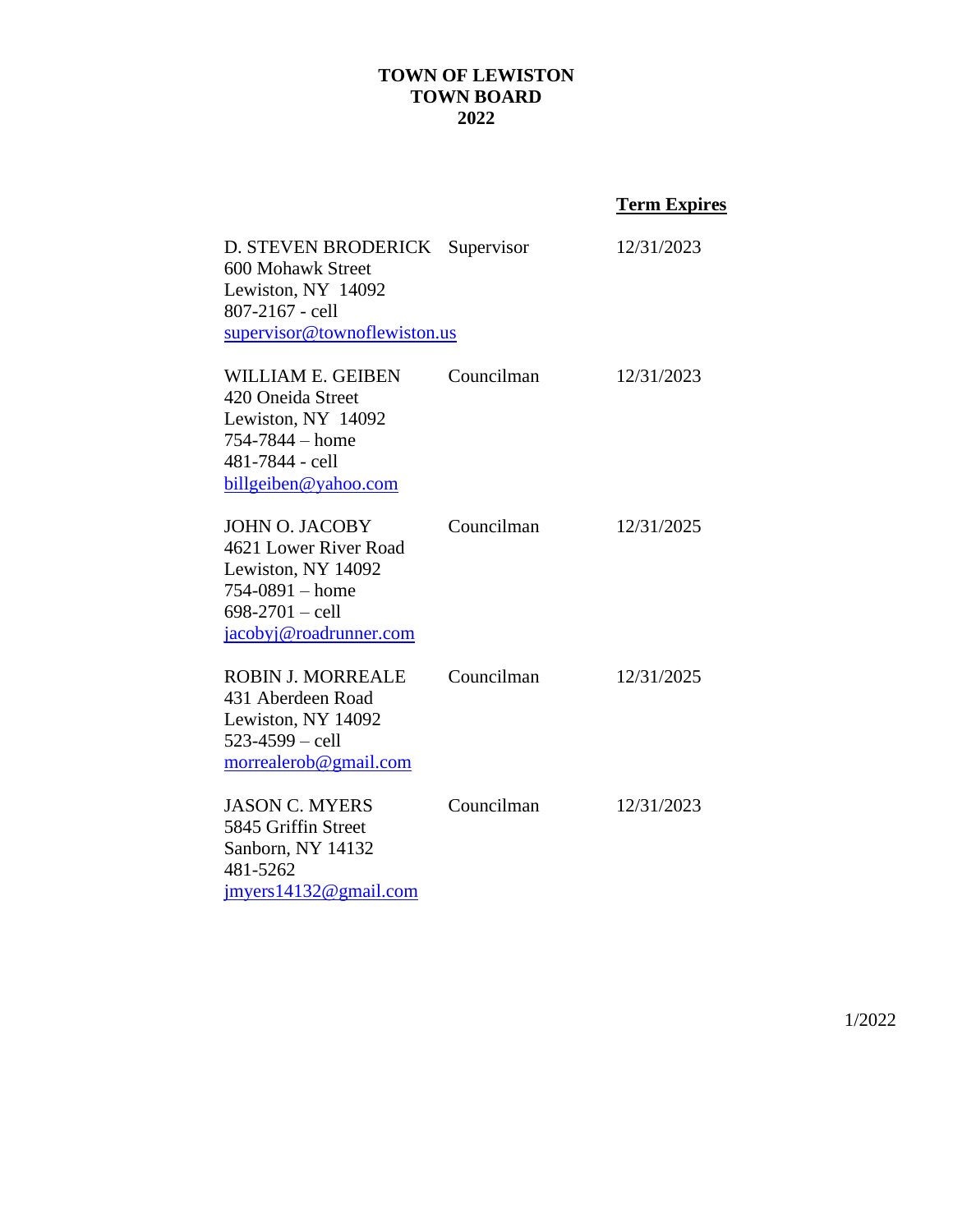**TOWN OF LEWISTON**
**TOWN BOARD**
**2022**

| | | **Term Expires** |
|---|---|---|
| D. STEVEN BRODERICK<br>600 Mohawk Street<br>Lewiston, NY 14092<br>807-2167 - cell<br>supervisor@townoflewiston.us | Supervisor | 12/31/2023 |
| WILLIAM E. GEIBEN<br>420 Oneida Street<br>Lewiston, NY 14092<br>754-7844 – home<br>481-7844 - cell<br>billgeiben@yahoo.com | Councilman | 12/31/2023 |
| JOHN O. JACOBY<br>4621 Lower River Road<br>Lewiston, NY 14092<br>754-0891 – home<br>698-2701 – cell<br>jacobyj@roadrunner.com | Councilman | 12/31/2025 |
| ROBIN J. MORREALE<br>431 Aberdeen Road<br>Lewiston, NY 14092<br>523-4599 – cell<br>morrealerob@gmail.com | Councilman | 12/31/2025 |
| JASON C. MYERS<br>5845 Griffin Street<br>Sanborn, NY 14132<br>481-5262<br>jmyers14132@gmail.com | Councilman | 12/31/2023 |

1/2022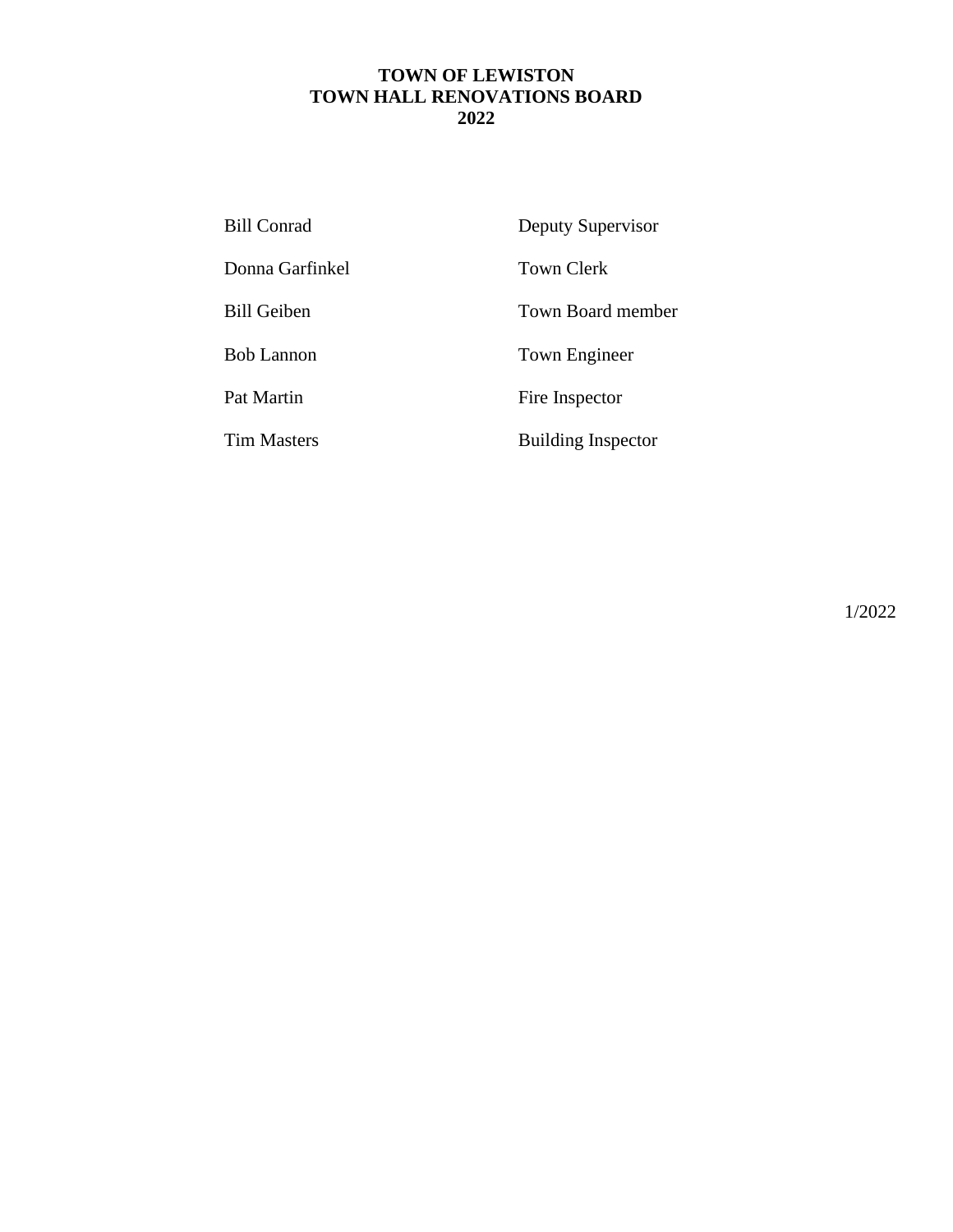**TOWN OF LEWISTON**
**TOWN HALL RENOVATIONS BOARD**
**2022**

| | |
|---|---|
| Bill Conrad | Deputy Supervisor |
| Donna Garfinkel | Town Clerk |
| Bill Geiben | Town Board member |
| Bob Lannon | Town Engineer |
| Pat Martin | Fire Inspector |
| Tim Masters | Building Inspector |

1/2022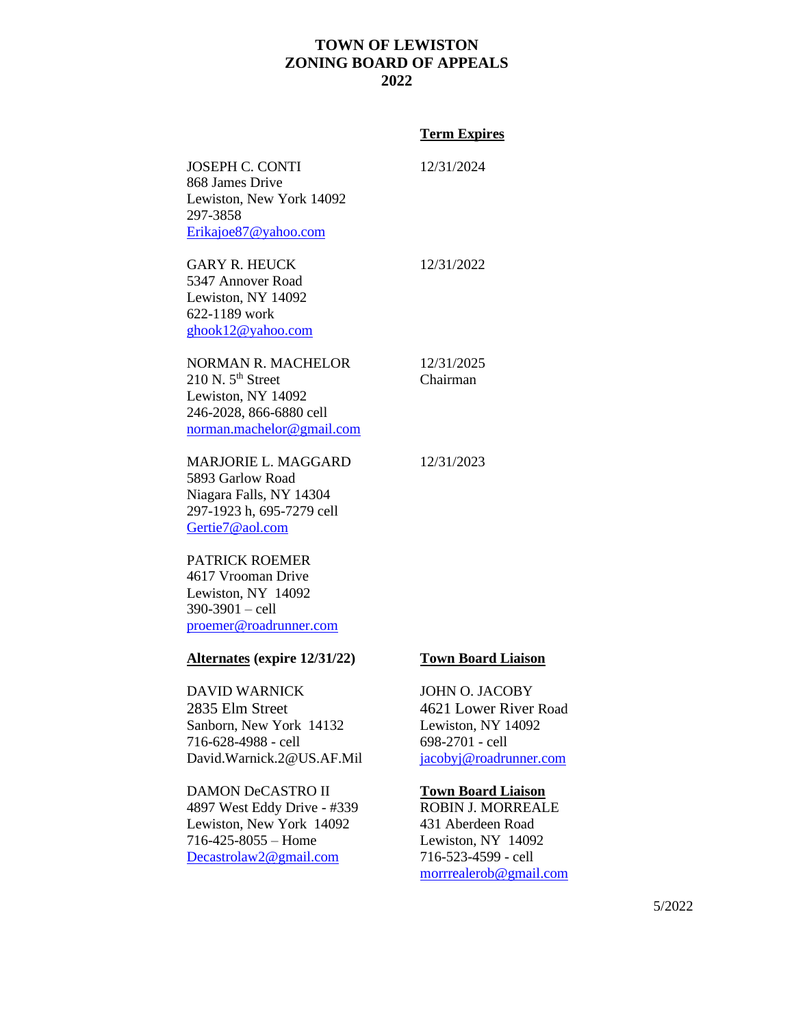# TOWN OF LEWISTON
# ZONING BOARD OF APPEALS
# 2022

| | **Term Expires** |
|---|---|
| JOSEPH C. CONTI<br>868 James Drive<br>Lewiston, New York 14092<br>297-3858<br>Erikajoe87@yahoo.com | 12/31/2024 |
| GARY R. HEUCK<br>5347 Annover Road<br>Lewiston, NY 14092<br>622-1189 work<br>ghook12@yahoo.com | 12/31/2022 |
| NORMAN R. MACHELOR<br>210 N. 5th Street<br>Lewiston, NY 14092<br>246-2028, 866-6880 cell<br>norman.machelor@gmail.com | 12/31/2025<br>Chairman |
| MARJORIE L. MAGGARD<br>5893 Garlow Road<br>Niagara Falls, NY 14304<br>297-1923 h, 695-7279 cell<br>Gertie7@aol.com | 12/31/2023 |
| PATRICK ROEMER<br>4617 Vrooman Drive<br>Lewiston, NY 14092<br>390-3901 – cell<br>proemer@roadrunner.com | |

**Alternates (expire 12/31/22)**

DAVID WARNICK
2835 Elm Street
Sanborn, New York 14132
716-628-4988 - cell
David.Warnick.2@US.AF.Mil

DAMON DeCASTRO II
4897 West Eddy Drive - #339
Lewiston, New York 14092
716-425-8055 – Home
Decastrolaw2@gmail.com

**Town Board Liaison**

JOHN O. JACOBY
4621 Lower River Road
Lewiston, NY 14092
698-2701 - cell
jacobyj@roadrunner.com

**Town Board Liaison**

ROBIN J. MORREALE
431 Aberdeen Road
Lewiston, NY 14092
716-523-4599 - cell
morrrealerob@gmail.com

5/2022